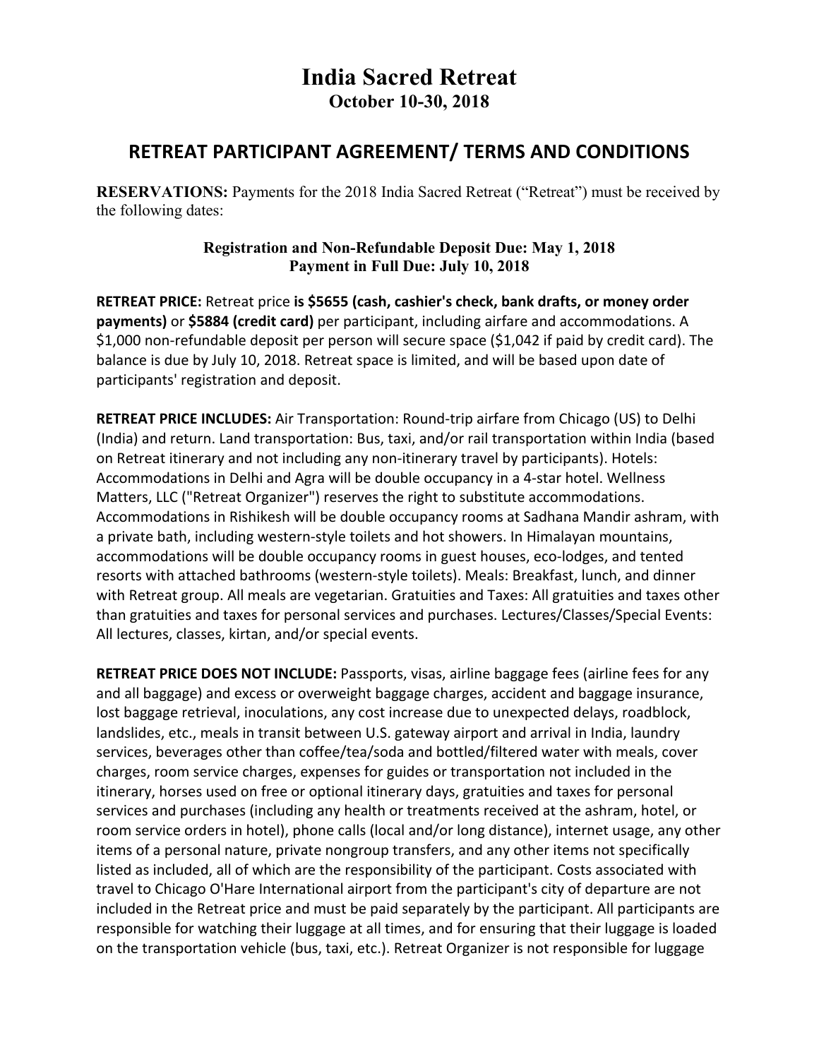# India Sacred Retreat

**October 10-30, 2018**

## RETREAT PARTICIPANT AGREEMENT/ TERMS AND CONDITIONS

**RESERVATIONS:** Payments for the 2018 India Sacred Retreat ("Retreat") must be received by the following dates:

**Registration and Non-Refundable Deposit Due: May 1, 2018**
**Payment in Full Due: July 10, 2018**

**RETREAT PRICE:** Retreat price **is $5655 (cash, cashier's check, bank drafts, or money order payments)** or **$5884 (credit card)** per participant, including airfare and accommodations. A $1,000 non-refundable deposit per person will secure space ($1,042 if paid by credit card). The balance is due by July 10, 2018. Retreat space is limited, and will be based upon date of participants' registration and deposit.

**RETREAT PRICE INCLUDES:** Air Transportation: Round-trip airfare from Chicago (US) to Delhi (India) and return. Land transportation: Bus, taxi, and/or rail transportation within India (based on Retreat itinerary and not including any non-itinerary travel by participants). Hotels: Accommodations in Delhi and Agra will be double occupancy in a 4-star hotel. Wellness Matters, LLC ("Retreat Organizer") reserves the right to substitute accommodations. Accommodations in Rishikesh will be double occupancy rooms at Sadhana Mandir ashram, with a private bath, including western-style toilets and hot showers. In Himalayan mountains, accommodations will be double occupancy rooms in guest houses, eco-lodges, and tented resorts with attached bathrooms (western-style toilets). Meals: Breakfast, lunch, and dinner with Retreat group. All meals are vegetarian. Gratuities and Taxes: All gratuities and taxes other than gratuities and taxes for personal services and purchases. Lectures/Classes/Special Events: All lectures, classes, kirtan, and/or special events.

**RETREAT PRICE DOES NOT INCLUDE:** Passports, visas, airline baggage fees (airline fees for any and all baggage) and excess or overweight baggage charges, accident and baggage insurance, lost baggage retrieval, inoculations, any cost increase due to unexpected delays, roadblock, landslides, etc., meals in transit between U.S. gateway airport and arrival in India, laundry services, beverages other than coffee/tea/soda and bottled/filtered water with meals, cover charges, room service charges, expenses for guides or transportation not included in the itinerary, horses used on free or optional itinerary days, gratuities and taxes for personal services and purchases (including any health or treatments received at the ashram, hotel, or room service orders in hotel), phone calls (local and/or long distance), internet usage, any other items of a personal nature, private nongroup transfers, and any other items not specifically listed as included, all of which are the responsibility of the participant. Costs associated with travel to Chicago O'Hare International airport from the participant's city of departure are not included in the Retreat price and must be paid separately by the participant. All participants are responsible for watching their luggage at all times, and for ensuring that their luggage is loaded on the transportation vehicle (bus, taxi, etc.). Retreat Organizer is not responsible for luggage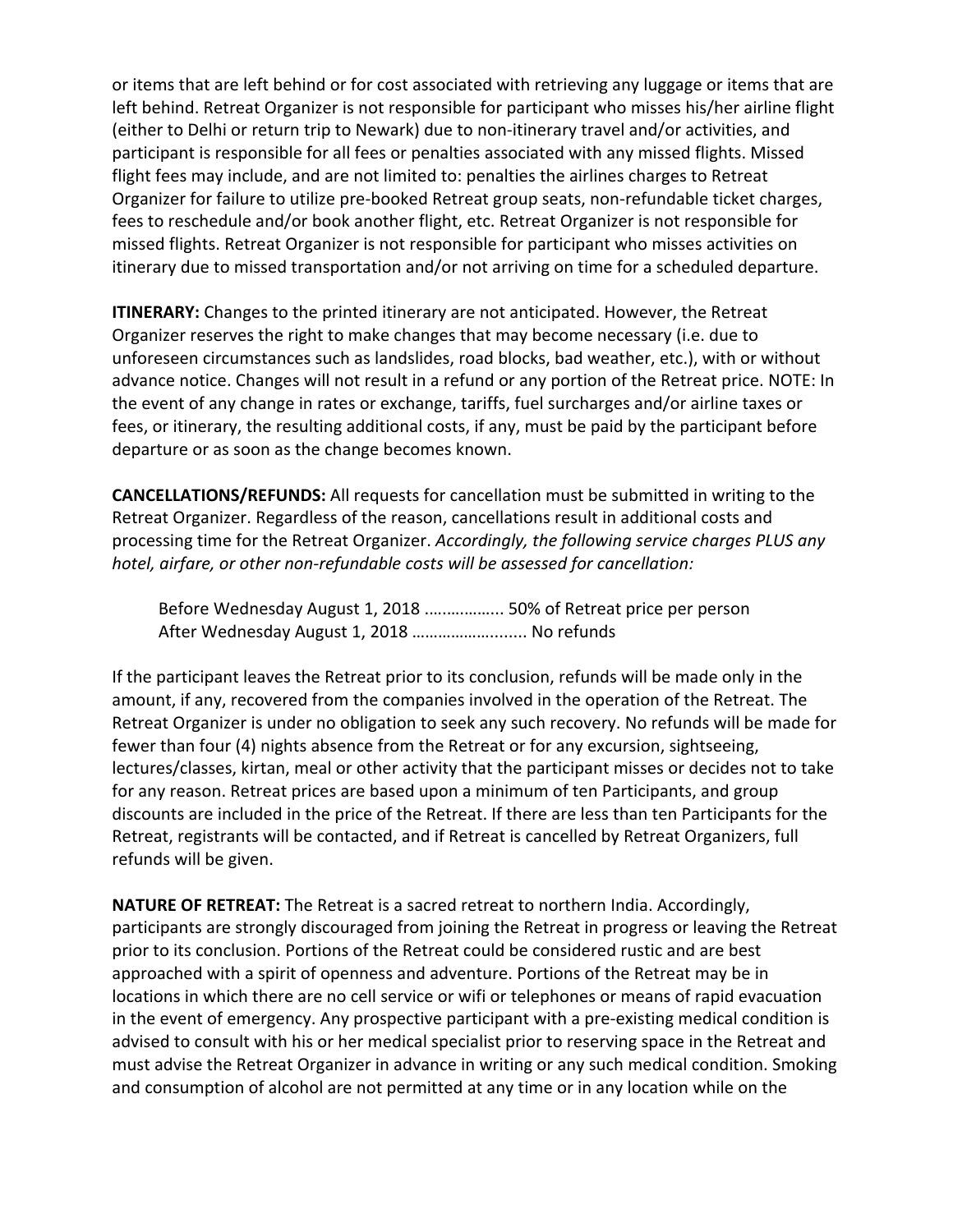or items that are left behind or for cost associated with retrieving any luggage or items that are left behind. Retreat Organizer is not responsible for participant who misses his/her airline flight (either to Delhi or return trip to Newark) due to non-itinerary travel and/or activities, and participant is responsible for all fees or penalties associated with any missed flights. Missed flight fees may include, and are not limited to: penalties the airlines charges to Retreat Organizer for failure to utilize pre-booked Retreat group seats, non-refundable ticket charges, fees to reschedule and/or book another flight, etc. Retreat Organizer is not responsible for missed flights. Retreat Organizer is not responsible for participant who misses activities on itinerary due to missed transportation and/or not arriving on time for a scheduled departure.

**ITINERARY:** Changes to the printed itinerary are not anticipated. However, the Retreat Organizer reserves the right to make changes that may become necessary (i.e. due to unforeseen circumstances such as landslides, road blocks, bad weather, etc.), with or without advance notice. Changes will not result in a refund or any portion of the Retreat price. NOTE: In the event of any change in rates or exchange, tariffs, fuel surcharges and/or airline taxes or fees, or itinerary, the resulting additional costs, if any, must be paid by the participant before departure or as soon as the change becomes known.

**CANCELLATIONS/REFUNDS:** All requests for cancellation must be submitted in writing to the Retreat Organizer. Regardless of the reason, cancellations result in additional costs and processing time for the Retreat Organizer. *Accordingly, the following service charges PLUS any hotel, airfare, or other non-refundable costs will be assessed for cancellation:*

> Before Wednesday August 1, 2018 ................... 50% of Retreat price per person
> After Wednesday August 1, 2018 ......................... No refunds

If the participant leaves the Retreat prior to its conclusion, refunds will be made only in the amount, if any, recovered from the companies involved in the operation of the Retreat. The Retreat Organizer is under no obligation to seek any such recovery. No refunds will be made for fewer than four (4) nights absence from the Retreat or for any excursion, sightseeing, lectures/classes, kirtan, meal or other activity that the participant misses or decides not to take for any reason. Retreat prices are based upon a minimum of ten Participants, and group discounts are included in the price of the Retreat. If there are less than ten Participants for the Retreat, registrants will be contacted, and if Retreat is cancelled by Retreat Organizers, full refunds will be given.

**NATURE OF RETREAT:** The Retreat is a sacred retreat to northern India. Accordingly, participants are strongly discouraged from joining the Retreat in progress or leaving the Retreat prior to its conclusion. Portions of the Retreat could be considered rustic and are best approached with a spirit of openness and adventure. Portions of the Retreat may be in locations in which there are no cell service or wifi or telephones or means of rapid evacuation in the event of emergency. Any prospective participant with a pre-existing medical condition is advised to consult with his or her medical specialist prior to reserving space in the Retreat and must advise the Retreat Organizer in advance in writing or any such medical condition. Smoking and consumption of alcohol are not permitted at any time or in any location while on the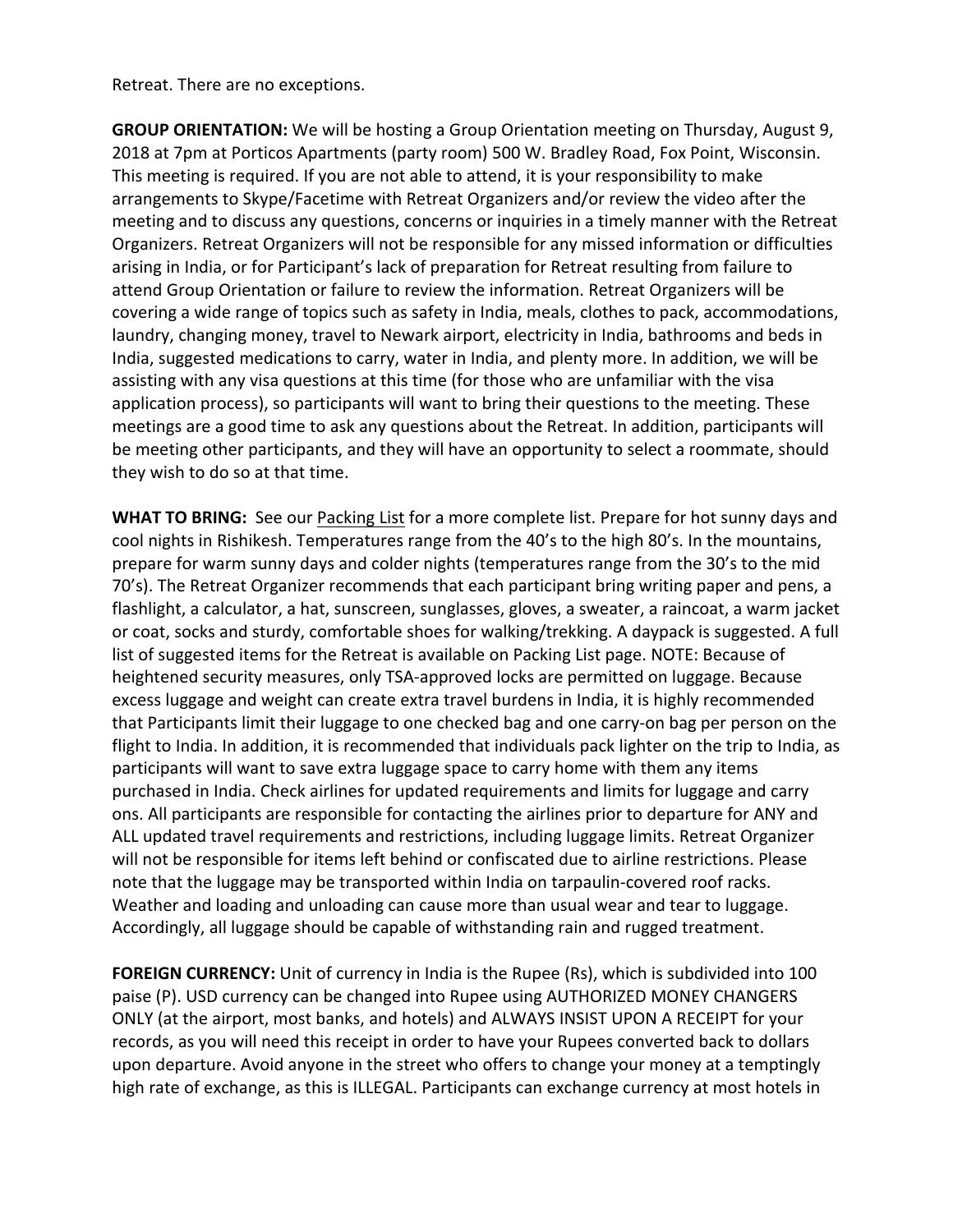Retreat. There are no exceptions.

**GROUP ORIENTATION:** We will be hosting a Group Orientation meeting on Thursday, August 9, 2018 at 7pm at Porticos Apartments (party room) 500 W. Bradley Road, Fox Point, Wisconsin. This meeting is required. If you are not able to attend, it is your responsibility to make arrangements to Skype/Facetime with Retreat Organizers and/or review the video after the meeting and to discuss any questions, concerns or inquiries in a timely manner with the Retreat Organizers. Retreat Organizers will not be responsible for any missed information or difficulties arising in India, or for Participant's lack of preparation for Retreat resulting from failure to attend Group Orientation or failure to review the information. Retreat Organizers will be covering a wide range of topics such as safety in India, meals, clothes to pack, accommodations, laundry, changing money, travel to Newark airport, electricity in India, bathrooms and beds in India, suggested medications to carry, water in India, and plenty more. In addition, we will be assisting with any visa questions at this time (for those who are unfamiliar with the visa application process), so participants will want to bring their questions to the meeting. These meetings are a good time to ask any questions about the Retreat. In addition, participants will be meeting other participants, and they will have an opportunity to select a roommate, should they wish to do so at that time.

**WHAT TO BRING:** See our Packing List for a more complete list. Prepare for hot sunny days and cool nights in Rishikesh. Temperatures range from the 40's to the high 80's. In the mountains, prepare for warm sunny days and colder nights (temperatures range from the 30's to the mid 70's). The Retreat Organizer recommends that each participant bring writing paper and pens, a flashlight, a calculator, a hat, sunscreen, sunglasses, gloves, a sweater, a raincoat, a warm jacket or coat, socks and sturdy, comfortable shoes for walking/trekking. A daypack is suggested. A full list of suggested items for the Retreat is available on Packing List page. NOTE: Because of heightened security measures, only TSA-approved locks are permitted on luggage. Because excess luggage and weight can create extra travel burdens in India, it is highly recommended that Participants limit their luggage to one checked bag and one carry-on bag per person on the flight to India. In addition, it is recommended that individuals pack lighter on the trip to India, as participants will want to save extra luggage space to carry home with them any items purchased in India. Check airlines for updated requirements and limits for luggage and carry ons. All participants are responsible for contacting the airlines prior to departure for ANY and ALL updated travel requirements and restrictions, including luggage limits. Retreat Organizer will not be responsible for items left behind or confiscated due to airline restrictions. Please note that the luggage may be transported within India on tarpaulin-covered roof racks. Weather and loading and unloading can cause more than usual wear and tear to luggage. Accordingly, all luggage should be capable of withstanding rain and rugged treatment.

**FOREIGN CURRENCY:** Unit of currency in India is the Rupee (Rs), which is subdivided into 100 paise (P). USD currency can be changed into Rupee using AUTHORIZED MONEY CHANGERS ONLY (at the airport, most banks, and hotels) and ALWAYS INSIST UPON A RECEIPT for your records, as you will need this receipt in order to have your Rupees converted back to dollars upon departure. Avoid anyone in the street who offers to change your money at a temptingly high rate of exchange, as this is ILLEGAL. Participants can exchange currency at most hotels in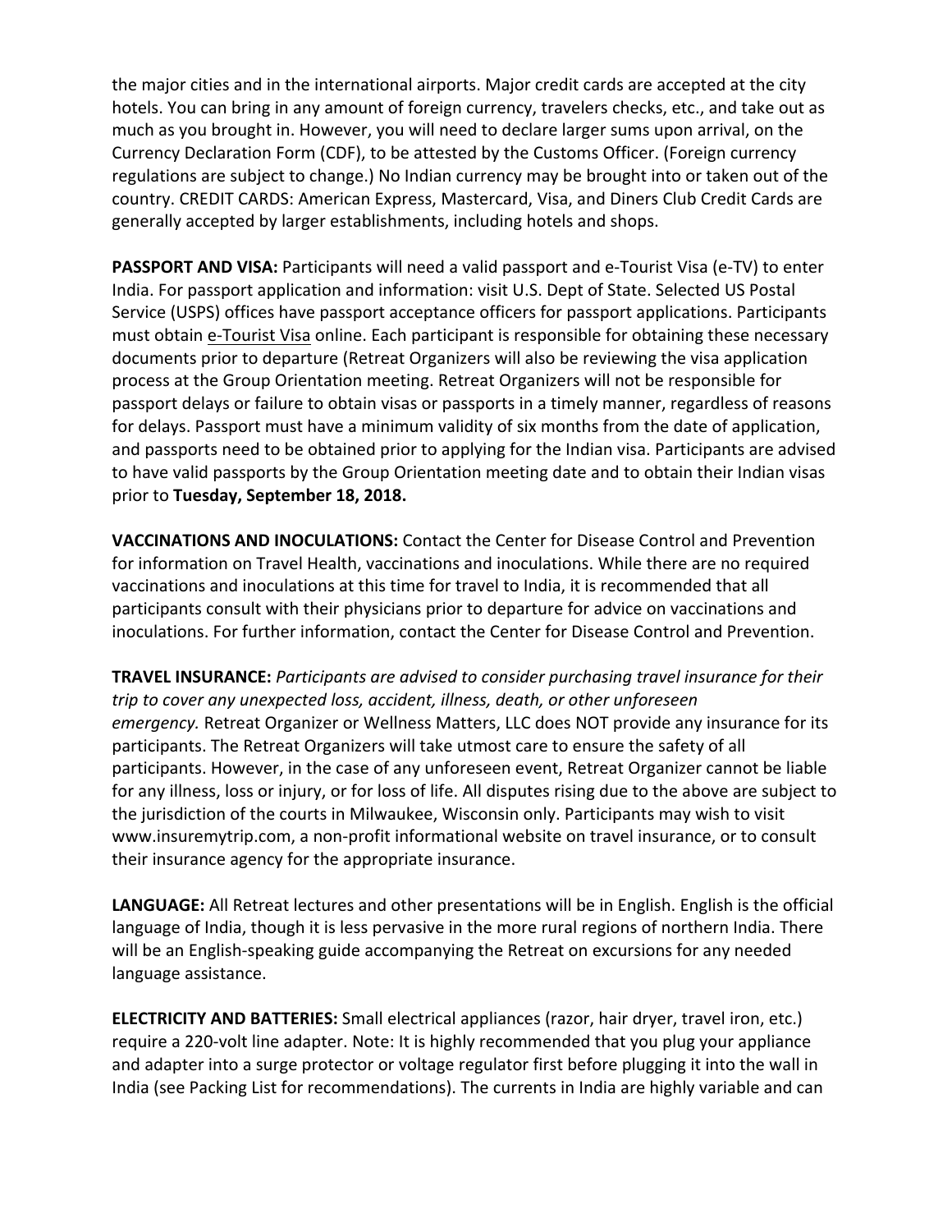the major cities and in the international airports. Major credit cards are accepted at the city hotels. You can bring in any amount of foreign currency, travelers checks, etc., and take out as much as you brought in. However, you will need to declare larger sums upon arrival, on the Currency Declaration Form (CDF), to be attested by the Customs Officer. (Foreign currency regulations are subject to change.) No Indian currency may be brought into or taken out of the country. CREDIT CARDS: American Express, Mastercard, Visa, and Diners Club Credit Cards are generally accepted by larger establishments, including hotels and shops.

**PASSPORT AND VISA:** Participants will need a valid passport and e-Tourist Visa (e-TV) to enter India. For passport application and information: visit U.S. Dept of State. Selected US Postal Service (USPS) offices have passport acceptance officers for passport applications. Participants must obtain e-Tourist Visa online. Each participant is responsible for obtaining these necessary documents prior to departure (Retreat Organizers will also be reviewing the visa application process at the Group Orientation meeting. Retreat Organizers will not be responsible for passport delays or failure to obtain visas or passports in a timely manner, regardless of reasons for delays. Passport must have a minimum validity of six months from the date of application, and passports need to be obtained prior to applying for the Indian visa. Participants are advised to have valid passports by the Group Orientation meeting date and to obtain their Indian visas prior to **Tuesday, September 18, 2018.**

**VACCINATIONS AND INOCULATIONS:** Contact the Center for Disease Control and Prevention for information on Travel Health, vaccinations and inoculations. While there are no required vaccinations and inoculations at this time for travel to India, it is recommended that all participants consult with their physicians prior to departure for advice on vaccinations and inoculations. For further information, contact the Center for Disease Control and Prevention.

**TRAVEL INSURANCE:** *Participants are advised to consider purchasing travel insurance for their trip to cover any unexpected loss, accident, illness, death, or other unforeseen emergency.* Retreat Organizer or Wellness Matters, LLC does NOT provide any insurance for its participants. The Retreat Organizers will take utmost care to ensure the safety of all participants. However, in the case of any unforeseen event, Retreat Organizer cannot be liable for any illness, loss or injury, or for loss of life. All disputes rising due to the above are subject to the jurisdiction of the courts in Milwaukee, Wisconsin only. Participants may wish to visit www.insuremytrip.com, a non-profit informational website on travel insurance, or to consult their insurance agency for the appropriate insurance.

**LANGUAGE:** All Retreat lectures and other presentations will be in English. English is the official language of India, though it is less pervasive in the more rural regions of northern India. There will be an English-speaking guide accompanying the Retreat on excursions for any needed language assistance.

**ELECTRICITY AND BATTERIES:** Small electrical appliances (razor, hair dryer, travel iron, etc.) require a 220-volt line adapter. Note: It is highly recommended that you plug your appliance and adapter into a surge protector or voltage regulator first before plugging it into the wall in India (see Packing List for recommendations). The currents in India are highly variable and can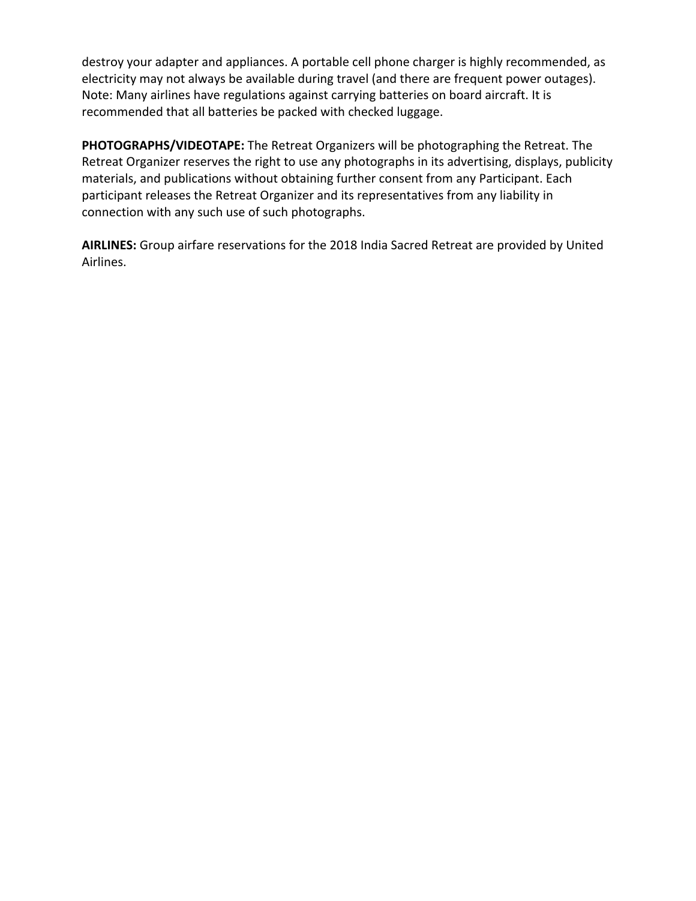destroy your adapter and appliances. A portable cell phone charger is highly recommended, as electricity may not always be available during travel (and there are frequent power outages). Note: Many airlines have regulations against carrying batteries on board aircraft. It is recommended that all batteries be packed with checked luggage.

**PHOTOGRAPHS/VIDEOTAPE:** The Retreat Organizers will be photographing the Retreat. The Retreat Organizer reserves the right to use any photographs in its advertising, displays, publicity materials, and publications without obtaining further consent from any Participant. Each participant releases the Retreat Organizer and its representatives from any liability in connection with any such use of such photographs.

**AIRLINES:** Group airfare reservations for the 2018 India Sacred Retreat are provided by United Airlines.